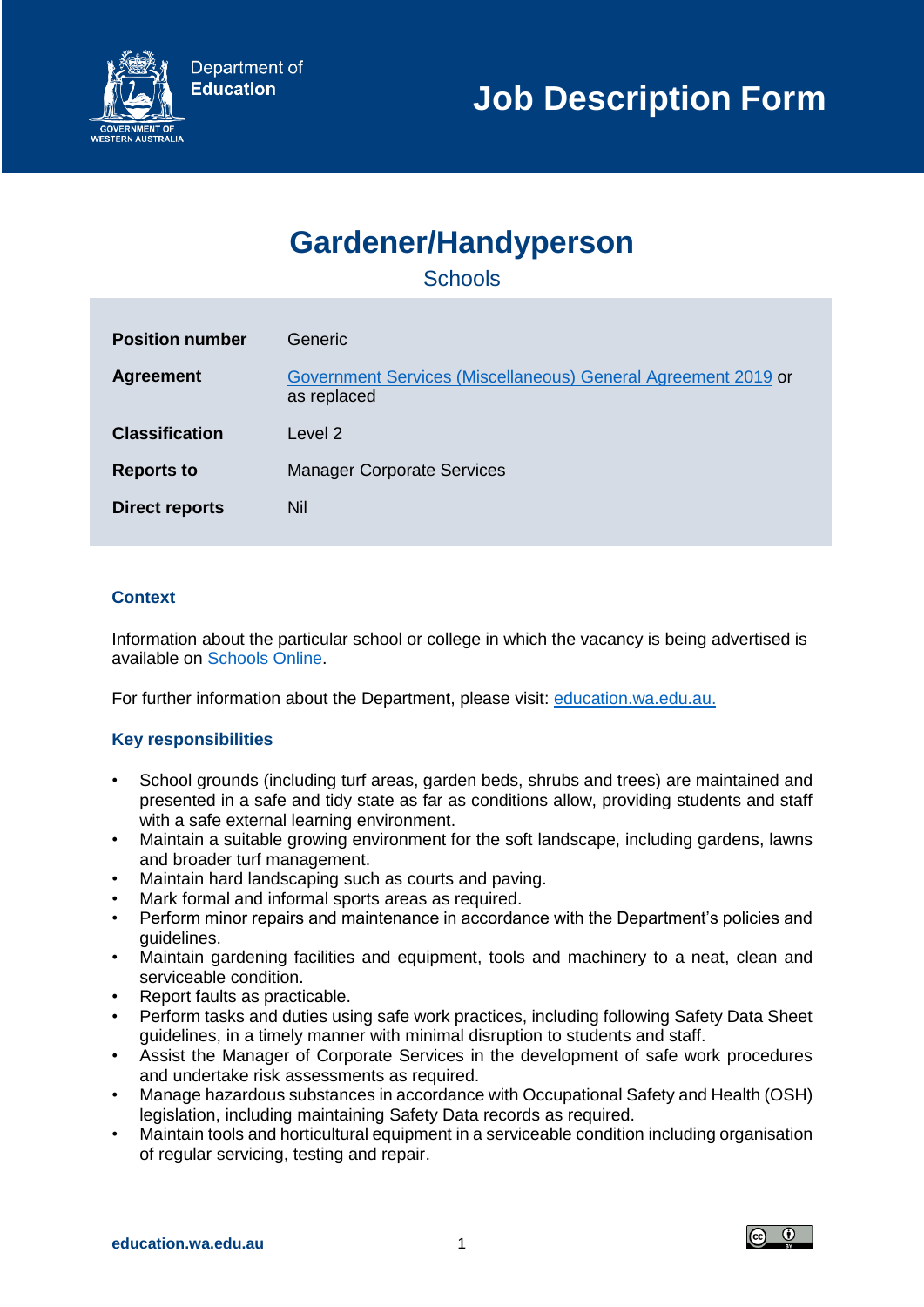Department of Education

# Job Description Form

## Gardener/Handyperson

Schools

| | |
|---|---|
| **Position number** | Generic |
| **Agreement** | [Government Services (Miscellaneous) General Agreement 2019]() or as replaced |
| **Classification** | Level 2 |
| **Reports to** | Manager Corporate Services |
| **Direct reports** | Nil |

### Context

Information about the particular school or college in which the vacancy is being advertised is available on [Schools Online]().

For further information about the Department, please visit: [education.wa.edu.au.]()

### Key responsibilities

- School grounds (including turf areas, garden beds, shrubs and trees) are maintained and presented in a safe and tidy state as far as conditions allow, providing students and staff with a safe external learning environment.
- Maintain a suitable growing environment for the soft landscape, including gardens, lawns and broader turf management.
- Maintain hard landscaping such as courts and paving.
- Mark formal and informal sports areas as required.
- Perform minor repairs and maintenance in accordance with the Department's policies and guidelines.
- Maintain gardening facilities and equipment, tools and machinery to a neat, clean and serviceable condition.
- Report faults as practicable.
- Perform tasks and duties using safe work practices, including following Safety Data Sheet guidelines, in a timely manner with minimal disruption to students and staff.
- Assist the Manager of Corporate Services in the development of safe work procedures and undertake risk assessments as required.
- Manage hazardous substances in accordance with Occupational Safety and Health (OSH) legislation, including maintaining Safety Data records as required.
- Maintain tools and horticultural equipment in a serviceable condition including organisation of regular servicing, testing and repair.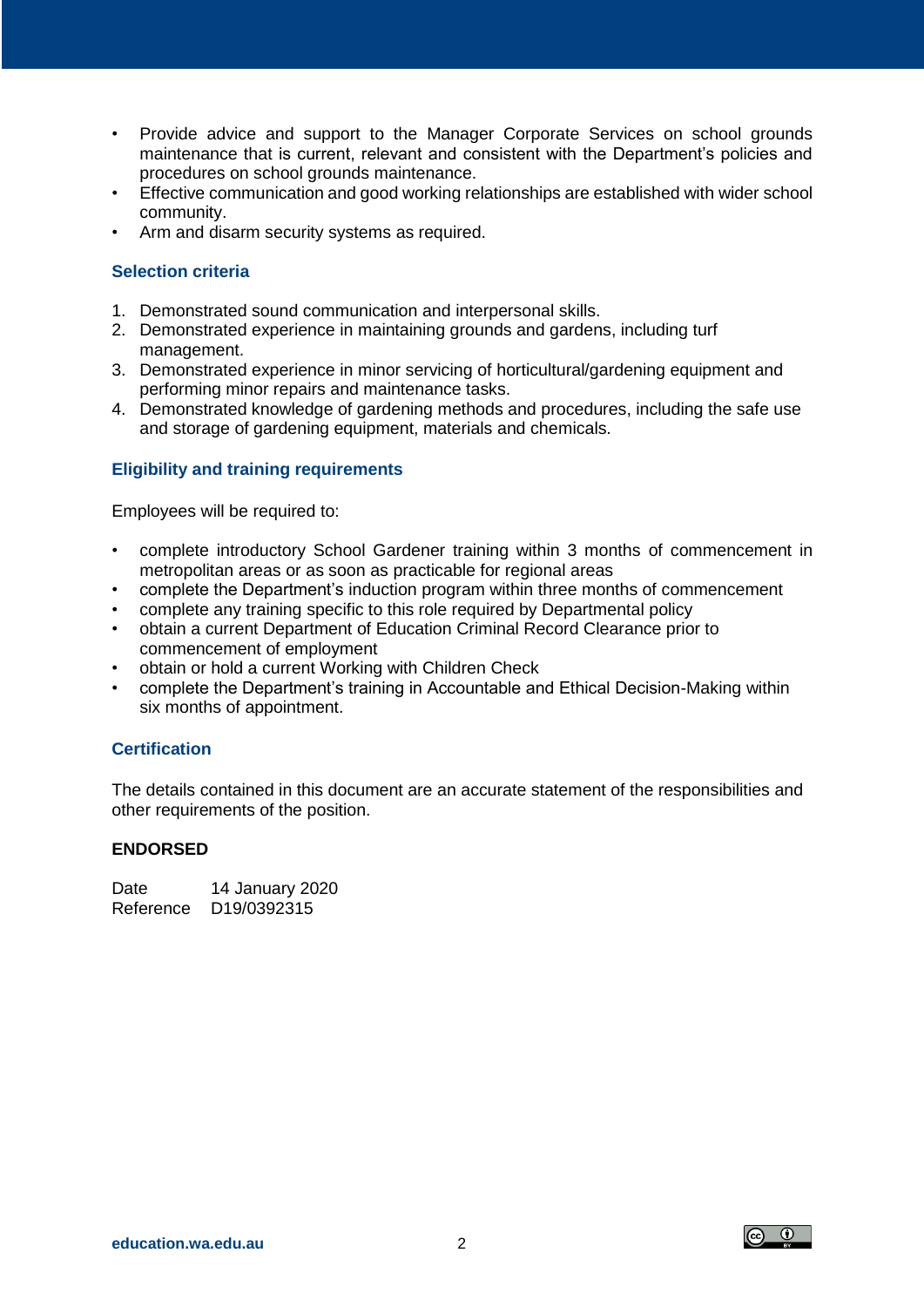- Provide advice and support to the Manager Corporate Services on school grounds maintenance that is current, relevant and consistent with the Department's policies and procedures on school grounds maintenance.
- Effective communication and good working relationships are established with wider school community.
- Arm and disarm security systems as required.

## Selection criteria

1. Demonstrated sound communication and interpersonal skills.
2. Demonstrated experience in maintaining grounds and gardens, including turf management.
3. Demonstrated experience in minor servicing of horticultural/gardening equipment and performing minor repairs and maintenance tasks.
4. Demonstrated knowledge of gardening methods and procedures, including the safe use and storage of gardening equipment, materials and chemicals.

## Eligibility and training requirements

Employees will be required to:

- complete introductory School Gardener training within 3 months of commencement in metropolitan areas or as soon as practicable for regional areas
- complete the Department's induction program within three months of commencement
- complete any training specific to this role required by Departmental policy
- obtain a current Department of Education Criminal Record Clearance prior to commencement of employment
- obtain or hold a current Working with Children Check
- complete the Department's training in Accountable and Ethical Decision-Making within six months of appointment.

## Certification

The details contained in this document are an accurate statement of the responsibilities and other requirements of the position.

**ENDORSED**

| | |
|---|---|
| Date | 14 January 2020 |
| Reference | D19/0392315 |